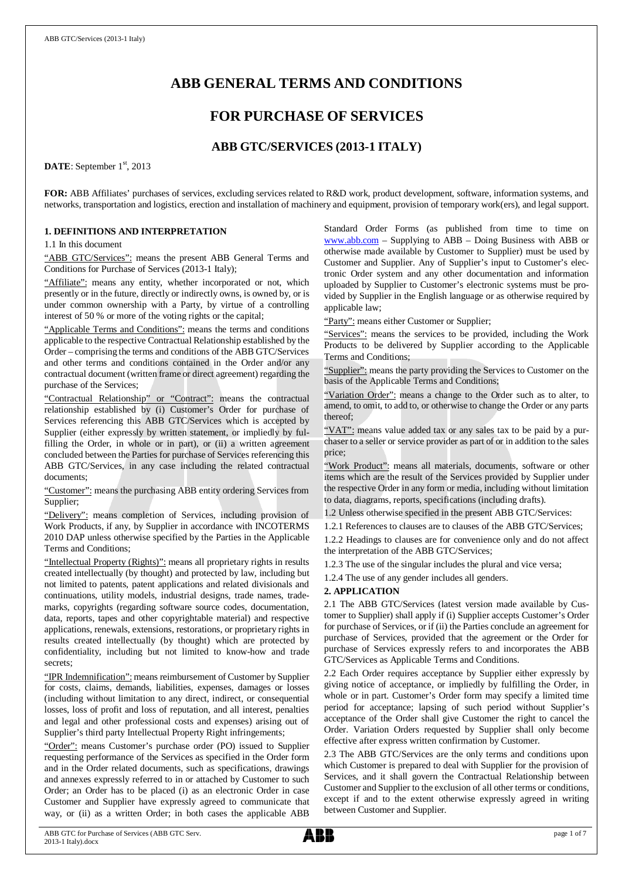# ABB GENERAL TERMS AND CONDITIONS

# FOR PURCHASE OF SERVICES

## ABB GTC/SERVICES (2013-1 ITALY)

**DATE**: September 1st, 2013

**FOR:** ABB Affiliates' purchases of services, excluding services related to R&D work, product development, software, information systems, and networks, transportation and logistics, erection and installation of machinery and equipment, provision of temporary work(ers), and legal support.

### 1. DEFINITIONS AND INTERPRETATION

1.1 In this document

"ABB GTC/Services": means the present ABB General Terms and Conditions for Purchase of Services (2013-1 Italy);

"Affiliate": means any entity, whether incorporated or not, which presently or in the future, directly or indirectly owns, is owned by, or is under common ownership with a Party, by virtue of a controlling interest of 50 % or more of the voting rights or the capital;

"Applicable Terms and Conditions": means the terms and conditions applicable to the respective Contractual Relationship established by the Order – comprising the terms and conditions of the ABB GTC/Services and other terms and conditions contained in the Order and/or any contractual document (written frame or direct agreement) regarding the purchase of the Services;

"Contractual Relationship" or "Contract": means the contractual relationship established by (i) Customer's Order for purchase of Services referencing this ABB GTC/Services which is accepted by Supplier (either expressly by written statement, or impliedly by fulfilling the Order, in whole or in part), or (ii) a written agreement concluded between the Parties for purchase of Services referencing this ABB GTC/Services, in any case including the related contractual documents;

"Customer": means the purchasing ABB entity ordering Services from Supplier;

"Delivery": means completion of Services, including provision of Work Products, if any, by Supplier in accordance with INCOTERMS 2010 DAP unless otherwise specified by the Parties in the Applicable Terms and Conditions;

"Intellectual Property (Rights)": means all proprietary rights in results created intellectually (by thought) and protected by law, including but not limited to patents, patent applications and related divisionals and continuations, utility models, industrial designs, trade names, trademarks, copyrights (regarding software source codes, documentation, data, reports, tapes and other copyrightable material) and respective applications, renewals, extensions, restorations, or proprietary rights in results created intellectually (by thought) which are protected by confidentiality, including but not limited to know-how and trade secrets;

"IPR Indemnification": means reimbursement of Customer by Supplier for costs, claims, demands, liabilities, expenses, damages or losses (including without limitation to any direct, indirect, or consequential losses, loss of profit and loss of reputation, and all interest, penalties and legal and other professional costs and expenses) arising out of Supplier's third party Intellectual Property Right infringements;

"Order": means Customer's purchase order (PO) issued to Supplier requesting performance of the Services as specified in the Order form and in the Order related documents, such as specifications, drawings and annexes expressly referred to in or attached by Customer to such Order; an Order has to be placed (i) as an electronic Order in case Customer and Supplier have expressly agreed to communicate that way, or (ii) as a written Order; in both cases the applicable ABB Standard Order Forms (as published from time to time on www.abb.com – Supplying to ABB – Doing Business with ABB or otherwise made available by Customer to Supplier) must be used by Customer and Supplier. Any of Supplier's input to Customer's electronic Order system and any other documentation and information uploaded by Supplier to Customer's electronic systems must be provided by Supplier in the English language or as otherwise required by applicable law;

"Party": means either Customer or Supplier;

"Services": means the services to be provided, including the Work Products to be delivered by Supplier according to the Applicable Terms and Conditions;

"Supplier": means the party providing the Services to Customer on the basis of the Applicable Terms and Conditions;

"Variation Order": means a change to the Order such as to alter, to amend, to omit, to add to, or otherwise to change the Order or any parts thereof;

"VAT": means value added tax or any sales tax to be paid by a purchaser to a seller or service provider as part of or in addition to the sales price;

"Work Product": means all materials, documents, software or other items which are the result of the Services provided by Supplier under the respective Order in any form or media, including without limitation to data, diagrams, reports, specifications (including drafts).

1.2 Unless otherwise specified in the present ABB GTC/Services:

1.2.1 References to clauses are to clauses of the ABB GTC/Services;

1.2.2 Headings to clauses are for convenience only and do not affect the interpretation of the ABB GTC/Services;

1.2.3 The use of the singular includes the plural and vice versa;

1.2.4 The use of any gender includes all genders.

### 2. APPLICATION

2.1 The ABB GTC/Services (latest version made available by Customer to Supplier) shall apply if (i) Supplier accepts Customer's Order for purchase of Services, or if (ii) the Parties conclude an agreement for purchase of Services, provided that the agreement or the Order for purchase of Services expressly refers to and incorporates the ABB GTC/Services as Applicable Terms and Conditions.

2.2 Each Order requires acceptance by Supplier either expressly by giving notice of acceptance, or impliedly by fulfilling the Order, in whole or in part. Customer's Order form may specify a limited time period for acceptance; lapsing of such period without Supplier's acceptance of the Order shall give Customer the right to cancel the Order. Variation Orders requested by Supplier shall only become effective after express written confirmation by Customer.

2.3 The ABB GTC/Services are the only terms and conditions upon which Customer is prepared to deal with Supplier for the provision of Services, and it shall govern the Contractual Relationship between Customer and Supplier to the exclusion of all other terms or conditions, except if and to the extent otherwise expressly agreed in writing between Customer and Supplier.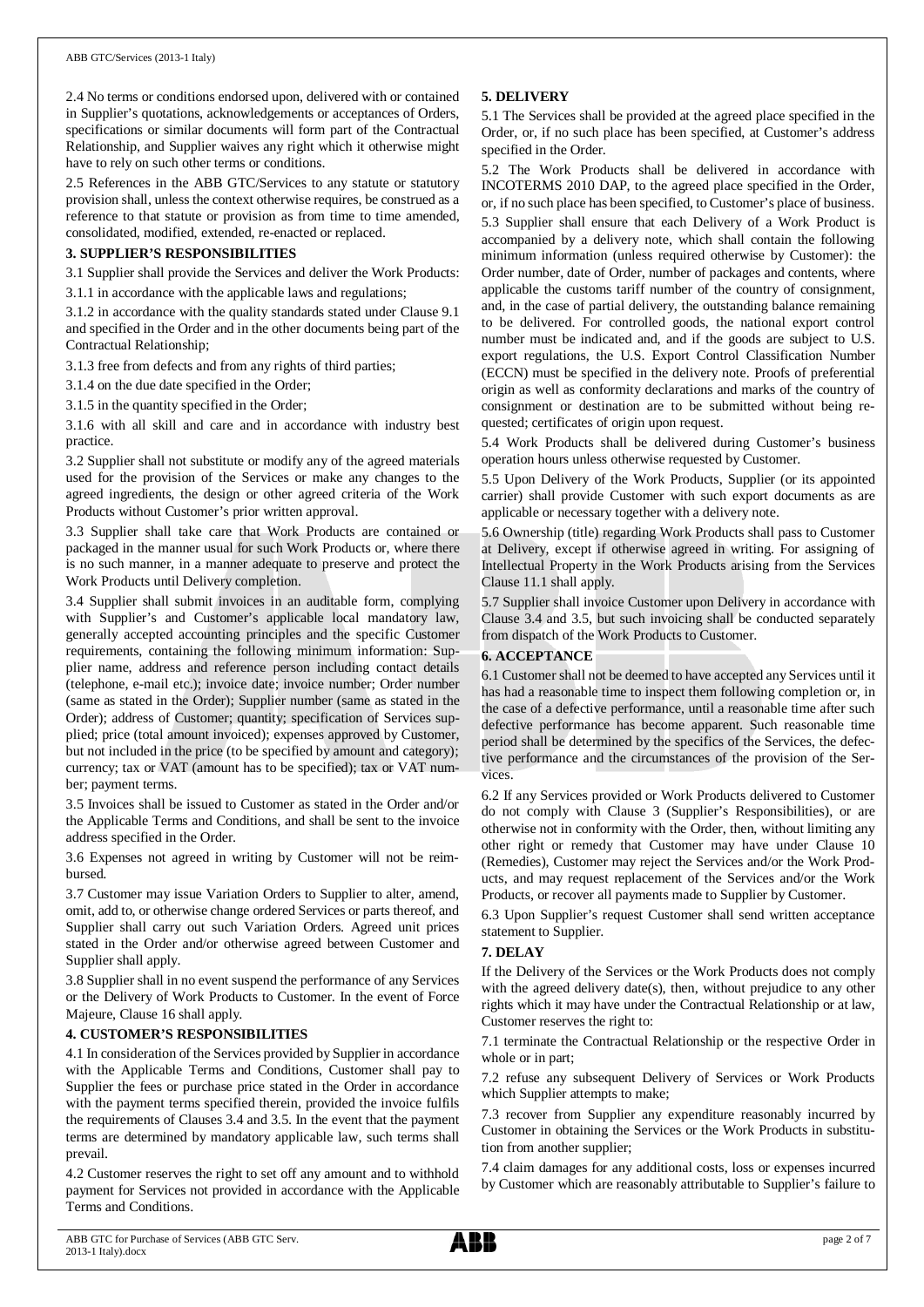2.4 No terms or conditions endorsed upon, delivered with or contained in Supplier's quotations, acknowledgements or acceptances of Orders, specifications or similar documents will form part of the Contractual Relationship, and Supplier waives any right which it otherwise might have to rely on such other terms or conditions.

2.5 References in the ABB GTC/Services to any statute or statutory provision shall, unless the context otherwise requires, be construed as a reference to that statute or provision as from time to time amended, consolidated, modified, extended, re-enacted or replaced.

## 3. SUPPLIER'S RESPONSIBILITIES

3.1 Supplier shall provide the Services and deliver the Work Products:

3.1.1 in accordance with the applicable laws and regulations;

3.1.2 in accordance with the quality standards stated under Clause 9.1 and specified in the Order and in the other documents being part of the Contractual Relationship;

3.1.3 free from defects and from any rights of third parties;

3.1.4 on the due date specified in the Order;

3.1.5 in the quantity specified in the Order;

3.1.6 with all skill and care and in accordance with industry best practice.

3.2 Supplier shall not substitute or modify any of the agreed materials used for the provision of the Services or make any changes to the agreed ingredients, the design or other agreed criteria of the Work Products without Customer's prior written approval.

3.3 Supplier shall take care that Work Products are contained or packaged in the manner usual for such Work Products or, where there is no such manner, in a manner adequate to preserve and protect the Work Products until Delivery completion.

3.4 Supplier shall submit invoices in an auditable form, complying with Supplier's and Customer's applicable local mandatory law, generally accepted accounting principles and the specific Customer requirements, containing the following minimum information: Supplier name, address and reference person including contact details (telephone, e-mail etc.); invoice date; invoice number; Order number (same as stated in the Order); Supplier number (same as stated in the Order); address of Customer; quantity; specification of Services supplied; price (total amount invoiced); expenses approved by Customer, but not included in the price (to be specified by amount and category); currency; tax or VAT (amount has to be specified); tax or VAT number; payment terms.

3.5 Invoices shall be issued to Customer as stated in the Order and/or the Applicable Terms and Conditions, and shall be sent to the invoice address specified in the Order.

3.6 Expenses not agreed in writing by Customer will not be reimbursed.

3.7 Customer may issue Variation Orders to Supplier to alter, amend, omit, add to, or otherwise change ordered Services or parts thereof, and Supplier shall carry out such Variation Orders. Agreed unit prices stated in the Order and/or otherwise agreed between Customer and Supplier shall apply.

3.8 Supplier shall in no event suspend the performance of any Services or the Delivery of Work Products to Customer. In the event of Force Majeure, Clause 16 shall apply.

## 4. CUSTOMER'S RESPONSIBILITIES

4.1 In consideration of the Services provided by Supplier in accordance with the Applicable Terms and Conditions, Customer shall pay to Supplier the fees or purchase price stated in the Order in accordance with the payment terms specified therein, provided the invoice fulfils the requirements of Clauses 3.4 and 3.5. In the event that the payment terms are determined by mandatory applicable law, such terms shall prevail.

4.2 Customer reserves the right to set off any amount and to withhold payment for Services not provided in accordance with the Applicable Terms and Conditions.

## 5. DELIVERY

5.1 The Services shall be provided at the agreed place specified in the Order, or, if no such place has been specified, at Customer's address specified in the Order.

5.2 The Work Products shall be delivered in accordance with INCOTERMS 2010 DAP, to the agreed place specified in the Order, or, if no such place has been specified, to Customer's place of business.

5.3 Supplier shall ensure that each Delivery of a Work Product is accompanied by a delivery note, which shall contain the following minimum information (unless required otherwise by Customer): the Order number, date of Order, number of packages and contents, where applicable the customs tariff number of the country of consignment, and, in the case of partial delivery, the outstanding balance remaining to be delivered. For controlled goods, the national export control number must be indicated and, and if the goods are subject to U.S. export regulations, the U.S. Export Control Classification Number (ECCN) must be specified in the delivery note. Proofs of preferential origin as well as conformity declarations and marks of the country of consignment or destination are to be submitted without being requested; certificates of origin upon request.

5.4 Work Products shall be delivered during Customer's business operation hours unless otherwise requested by Customer.

5.5 Upon Delivery of the Work Products, Supplier (or its appointed carrier) shall provide Customer with such export documents as are applicable or necessary together with a delivery note.

5.6 Ownership (title) regarding Work Products shall pass to Customer at Delivery, except if otherwise agreed in writing. For assigning of Intellectual Property in the Work Products arising from the Services Clause 11.1 shall apply.

5.7 Supplier shall invoice Customer upon Delivery in accordance with Clause 3.4 and 3.5, but such invoicing shall be conducted separately from dispatch of the Work Products to Customer.

## 6. ACCEPTANCE

6.1 Customer shall not be deemed to have accepted any Services until it has had a reasonable time to inspect them following completion or, in the case of a defective performance, until a reasonable time after such defective performance has become apparent. Such reasonable time period shall be determined by the specifics of the Services, the defective performance and the circumstances of the provision of the Services.

6.2 If any Services provided or Work Products delivered to Customer do not comply with Clause 3 (Supplier's Responsibilities), or are otherwise not in conformity with the Order, then, without limiting any other right or remedy that Customer may have under Clause 10 (Remedies), Customer may reject the Services and/or the Work Products, and may request replacement of the Services and/or the Work Products, or recover all payments made to Supplier by Customer.

6.3 Upon Supplier's request Customer shall send written acceptance statement to Supplier.

## 7. DELAY

If the Delivery of the Services or the Work Products does not comply with the agreed delivery date(s), then, without prejudice to any other rights which it may have under the Contractual Relationship or at law, Customer reserves the right to:

7.1 terminate the Contractual Relationship or the respective Order in whole or in part;

7.2 refuse any subsequent Delivery of Services or Work Products which Supplier attempts to make;

7.3 recover from Supplier any expenditure reasonably incurred by Customer in obtaining the Services or the Work Products in substitution from another supplier;

7.4 claim damages for any additional costs, loss or expenses incurred by Customer which are reasonably attributable to Supplier's failure to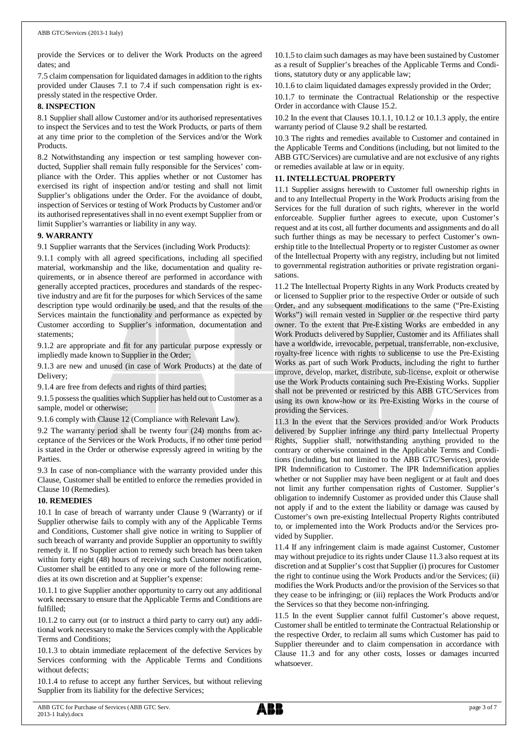provide the Services or to deliver the Work Products on the agreed dates; and

7.5 claim compensation for liquidated damages in addition to the rights provided under Clauses 7.1 to 7.4 if such compensation right is expressly stated in the respective Order.

## 8. INSPECTION

8.1 Supplier shall allow Customer and/or its authorised representatives to inspect the Services and to test the Work Products, or parts of them at any time prior to the completion of the Services and/or the Work Products.

8.2 Notwithstanding any inspection or test sampling however conducted, Supplier shall remain fully responsible for the Services' compliance with the Order. This applies whether or not Customer has exercised its right of inspection and/or testing and shall not limit Supplier's obligations under the Order. For the avoidance of doubt, inspection of Services or testing of Work Products by Customer and/or its authorised representatives shall in no event exempt Supplier from or limit Supplier's warranties or liability in any way.

## 9. WARRANTY

9.1 Supplier warrants that the Services (including Work Products):

9.1.1 comply with all agreed specifications, including all specified material, workmanship and the like, documentation and quality requirements, or in absence thereof are performed in accordance with generally accepted practices, procedures and standards of the respective industry and are fit for the purposes for which Services of the same description type would ordinarily be used, and that the results of the Services maintain the functionality and performance as expected by Customer according to Supplier's information, documentation and statements;

9.1.2 are appropriate and fit for any particular purpose expressly or impliedly made known to Supplier in the Order;

9.1.3 are new and unused (in case of Work Products) at the date of Delivery;

9.1.4 are free from defects and rights of third parties;

9.1.5 possess the qualities which Supplier has held out to Customer as a sample, model or otherwise;

9.1.6 comply with Clause 12 (Compliance with Relevant Law).

9.2 The warranty period shall be twenty four (24) months from acceptance of the Services or the Work Products, if no other time period is stated in the Order or otherwise expressly agreed in writing by the Parties.

9.3 In case of non-compliance with the warranty provided under this Clause, Customer shall be entitled to enforce the remedies provided in Clause 10 (Remedies).

## 10. REMEDIES

10.1 In case of breach of warranty under Clause 9 (Warranty) or if Supplier otherwise fails to comply with any of the Applicable Terms and Conditions, Customer shall give notice in writing to Supplier of such breach of warranty and provide Supplier an opportunity to swiftly remedy it. If no Supplier action to remedy such breach has been taken within forty eight (48) hours of receiving such Customer notification, Customer shall be entitled to any one or more of the following remedies at its own discretion and at Supplier's expense:

10.1.1 to give Supplier another opportunity to carry out any additional work necessary to ensure that the Applicable Terms and Conditions are fulfilled;

10.1.2 to carry out (or to instruct a third party to carry out) any additional work necessary to make the Services comply with the Applicable Terms and Conditions;

10.1.3 to obtain immediate replacement of the defective Services by Services conforming with the Applicable Terms and Conditions without defects;

10.1.4 to refuse to accept any further Services, but without relieving Supplier from its liability for the defective Services;

10.1.5 to claim such damages as may have been sustained by Customer as a result of Supplier's breaches of the Applicable Terms and Conditions, statutory duty or any applicable law;

10.1.6 to claim liquidated damages expressly provided in the Order;

10.1.7 to terminate the Contractual Relationship or the respective Order in accordance with Clause 15.2.

10.2 In the event that Clauses 10.1.1, 10.1.2 or 10.1.3 apply, the entire warranty period of Clause 9.2 shall be restarted.

10.3 The rights and remedies available to Customer and contained in the Applicable Terms and Conditions (including, but not limited to the ABB GTC/Services) are cumulative and are not exclusive of any rights or remedies available at law or in equity.

## 11. INTELLECTUAL PROPERTY

11.1 Supplier assigns herewith to Customer full ownership rights in and to any Intellectual Property in the Work Products arising from the Services for the full duration of such rights, wherever in the world enforceable. Supplier further agrees to execute, upon Customer's request and at its cost, all further documents and assignments and do all such further things as may be necessary to perfect Customer's ownership title to the Intellectual Property or to register Customer as owner of the Intellectual Property with any registry, including but not limited to governmental registration authorities or private registration organisations.

11.2 The Intellectual Property Rights in any Work Products created by or licensed to Supplier prior to the respective Order or outside of such Order, and any subsequent modifications to the same ("Pre-Existing Works") will remain vested in Supplier or the respective third party owner. To the extent that Pre-Existing Works are embedded in any Work Products delivered by Supplier, Customer and its Affiliates shall have a worldwide, irrevocable, perpetual, transferrable, non-exclusive, royalty-free licence with rights to sublicense to use the Pre-Existing Works as part of such Work Products, including the right to further improve, develop, market, distribute, sub-license, exploit or otherwise use the Work Products containing such Pre-Existing Works. Supplier shall not be prevented or restricted by this ABB GTC/Services from using its own know-how or its Pre-Existing Works in the course of providing the Services.

11.3 In the event that the Services provided and/or Work Products delivered by Supplier infringe any third party Intellectual Property Rights, Supplier shall, notwithstanding anything provided to the contrary or otherwise contained in the Applicable Terms and Conditions (including, but not limited to the ABB GTC/Services), provide IPR Indemnification to Customer. The IPR Indemnification applies whether or not Supplier may have been negligent or at fault and does not limit any further compensation rights of Customer. Supplier's obligation to indemnify Customer as provided under this Clause shall not apply if and to the extent the liability or damage was caused by Customer's own pre-existing Intellectual Property Rights contributed to, or implemented into the Work Products and/or the Services provided by Supplier.

11.4 If any infringement claim is made against Customer, Customer may without prejudice to its rights under Clause 11.3 also request at its discretion and at Supplier's cost that Supplier (i) procures for Customer the right to continue using the Work Products and/or the Services; (ii) modifies the Work Products and/or the provision of the Services so that they cease to be infringing; or (iii) replaces the Work Products and/or the Services so that they become non-infringing.

11.5 In the event Supplier cannot fulfil Customer's above request, Customer shall be entitled to terminate the Contractual Relationship or the respective Order, to reclaim all sums which Customer has paid to Supplier thereunder and to claim compensation in accordance with Clause 11.3 and for any other costs, losses or damages incurred whatsoever.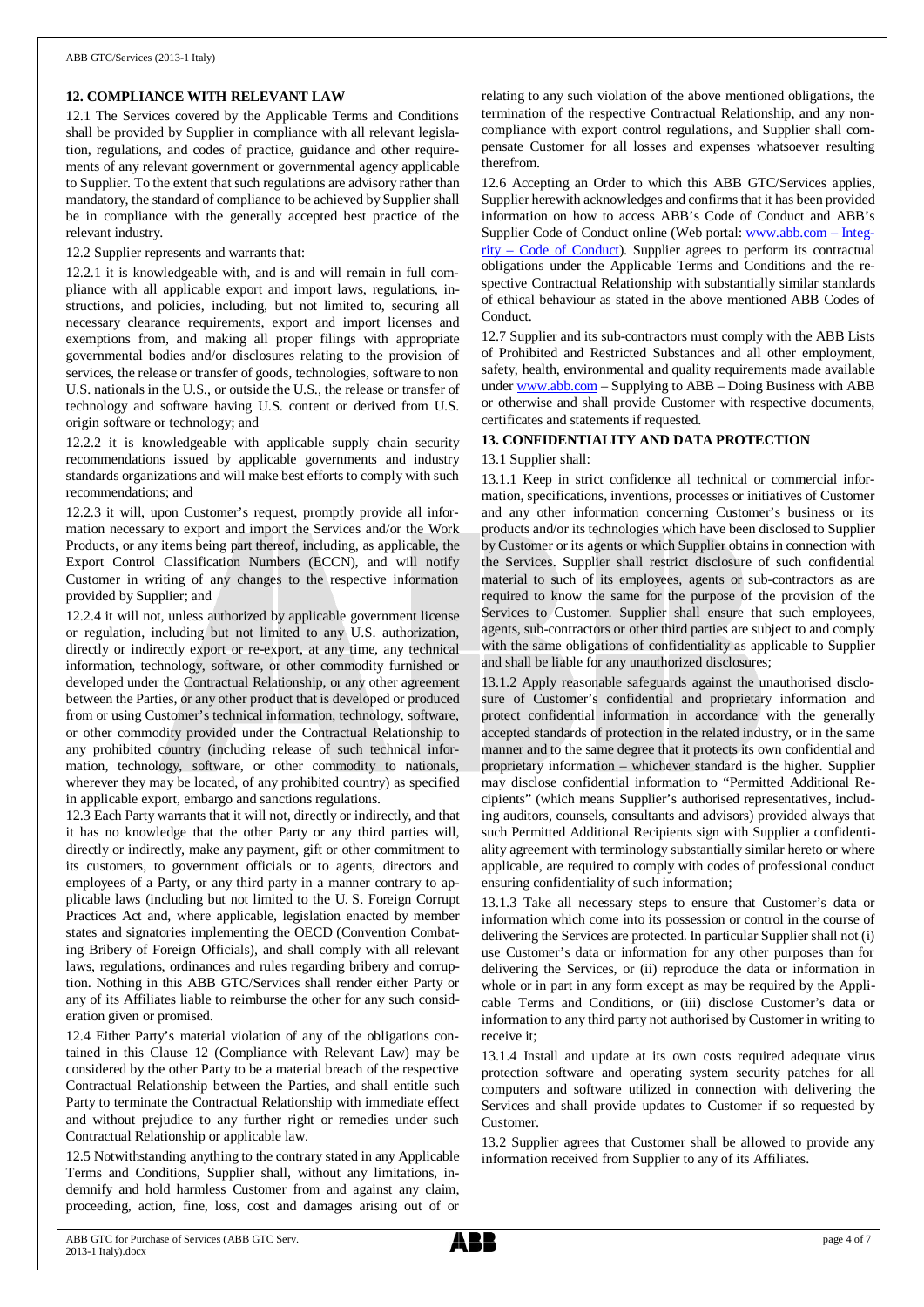## 12. COMPLIANCE WITH RELEVANT LAW

12.1 The Services covered by the Applicable Terms and Conditions shall be provided by Supplier in compliance with all relevant legislation, regulations, and codes of practice, guidance and other requirements of any relevant government or governmental agency applicable to Supplier. To the extent that such regulations are advisory rather than mandatory, the standard of compliance to be achieved by Supplier shall be in compliance with the generally accepted best practice of the relevant industry.

12.2 Supplier represents and warrants that:

12.2.1 it is knowledgeable with, and is and will remain in full compliance with all applicable export and import laws, regulations, instructions, and policies, including, but not limited to, securing all necessary clearance requirements, export and import licenses and exemptions from, and making all proper filings with appropriate governmental bodies and/or disclosures relating to the provision of services, the release or transfer of goods, technologies, software to non U.S. nationals in the U.S., or outside the U.S., the release or transfer of technology and software having U.S. content or derived from U.S. origin software or technology; and

12.2.2 it is knowledgeable with applicable supply chain security recommendations issued by applicable governments and industry standards organizations and will make best efforts to comply with such recommendations; and

12.2.3 it will, upon Customer's request, promptly provide all information necessary to export and import the Services and/or the Work Products, or any items being part thereof, including, as applicable, the Export Control Classification Numbers (ECCN), and will notify Customer in writing of any changes to the respective information provided by Supplier; and

12.2.4 it will not, unless authorized by applicable government license or regulation, including but not limited to any U.S. authorization, directly or indirectly export or re-export, at any time, any technical information, technology, software, or other commodity furnished or developed under the Contractual Relationship, or any other agreement between the Parties, or any other product that is developed or produced from or using Customer's technical information, technology, software, or other commodity provided under the Contractual Relationship to any prohibited country (including release of such technical information, technology, software, or other commodity to nationals, wherever they may be located, of any prohibited country) as specified in applicable export, embargo and sanctions regulations.

12.3 Each Party warrants that it will not, directly or indirectly, and that it has no knowledge that the other Party or any third parties will, directly or indirectly, make any payment, gift or other commitment to its customers, to government officials or to agents, directors and employees of a Party, or any third party in a manner contrary to applicable laws (including but not limited to the U. S. Foreign Corrupt Practices Act and, where applicable, legislation enacted by member states and signatories implementing the OECD (Convention Combating Bribery of Foreign Officials), and shall comply with all relevant laws, regulations, ordinances and rules regarding bribery and corruption. Nothing in this ABB GTC/Services shall render either Party or any of its Affiliates liable to reimburse the other for any such consideration given or promised.

12.4 Either Party's material violation of any of the obligations contained in this Clause 12 (Compliance with Relevant Law) may be considered by the other Party to be a material breach of the respective Contractual Relationship between the Parties, and shall entitle such Party to terminate the Contractual Relationship with immediate effect and without prejudice to any further right or remedies under such Contractual Relationship or applicable law.

12.5 Notwithstanding anything to the contrary stated in any Applicable Terms and Conditions, Supplier shall, without any limitations, indemnify and hold harmless Customer from and against any claim, proceeding, action, fine, loss, cost and damages arising out of or relating to any such violation of the above mentioned obligations, the termination of the respective Contractual Relationship, and any non-compliance with export control regulations, and Supplier shall compensate Customer for all losses and expenses whatsoever resulting therefrom.

12.6 Accepting an Order to which this ABB GTC/Services applies, Supplier herewith acknowledges and confirms that it has been provided information on how to access ABB's Code of Conduct and ABB's Supplier Code of Conduct online (Web portal: www.abb.com – Integrity – Code of Conduct). Supplier agrees to perform its contractual obligations under the Applicable Terms and Conditions and the respective Contractual Relationship with substantially similar standards of ethical behaviour as stated in the above mentioned ABB Codes of Conduct.

12.7 Supplier and its sub-contractors must comply with the ABB Lists of Prohibited and Restricted Substances and all other employment, safety, health, environmental and quality requirements made available under www.abb.com – Supplying to ABB – Doing Business with ABB or otherwise and shall provide Customer with respective documents, certificates and statements if requested.

## 13. CONFIDENTIALITY AND DATA PROTECTION

13.1 Supplier shall:

13.1.1 Keep in strict confidence all technical or commercial information, specifications, inventions, processes or initiatives of Customer and any other information concerning Customer's business or its products and/or its technologies which have been disclosed to Supplier by Customer or its agents or which Supplier obtains in connection with the Services. Supplier shall restrict disclosure of such confidential material to such of its employees, agents or sub-contractors as are required to know the same for the purpose of the provision of the Services to Customer. Supplier shall ensure that such employees, agents, sub-contractors or other third parties are subject to and comply with the same obligations of confidentiality as applicable to Supplier and shall be liable for any unauthorized disclosures;

13.1.2 Apply reasonable safeguards against the unauthorised disclosure of Customer's confidential and proprietary information and protect confidential information in accordance with the generally accepted standards of protection in the related industry, or in the same manner and to the same degree that it protects its own confidential and proprietary information – whichever standard is the higher. Supplier may disclose confidential information to "Permitted Additional Recipients" (which means Supplier's authorised representatives, including auditors, counsels, consultants and advisors) provided always that such Permitted Additional Recipients sign with Supplier a confidentiality agreement with terminology substantially similar hereto or where applicable, are required to comply with codes of professional conduct ensuring confidentiality of such information;

13.1.3 Take all necessary steps to ensure that Customer's data or information which come into its possession or control in the course of delivering the Services are protected. In particular Supplier shall not (i) use Customer's data or information for any other purposes than for delivering the Services, or (ii) reproduce the data or information in whole or in part in any form except as may be required by the Applicable Terms and Conditions, or (iii) disclose Customer's data or information to any third party not authorised by Customer in writing to receive it;

13.1.4 Install and update at its own costs required adequate virus protection software and operating system security patches for all computers and software utilized in connection with delivering the Services and shall provide updates to Customer if so requested by Customer.

13.2 Supplier agrees that Customer shall be allowed to provide any information received from Supplier to any of its Affiliates.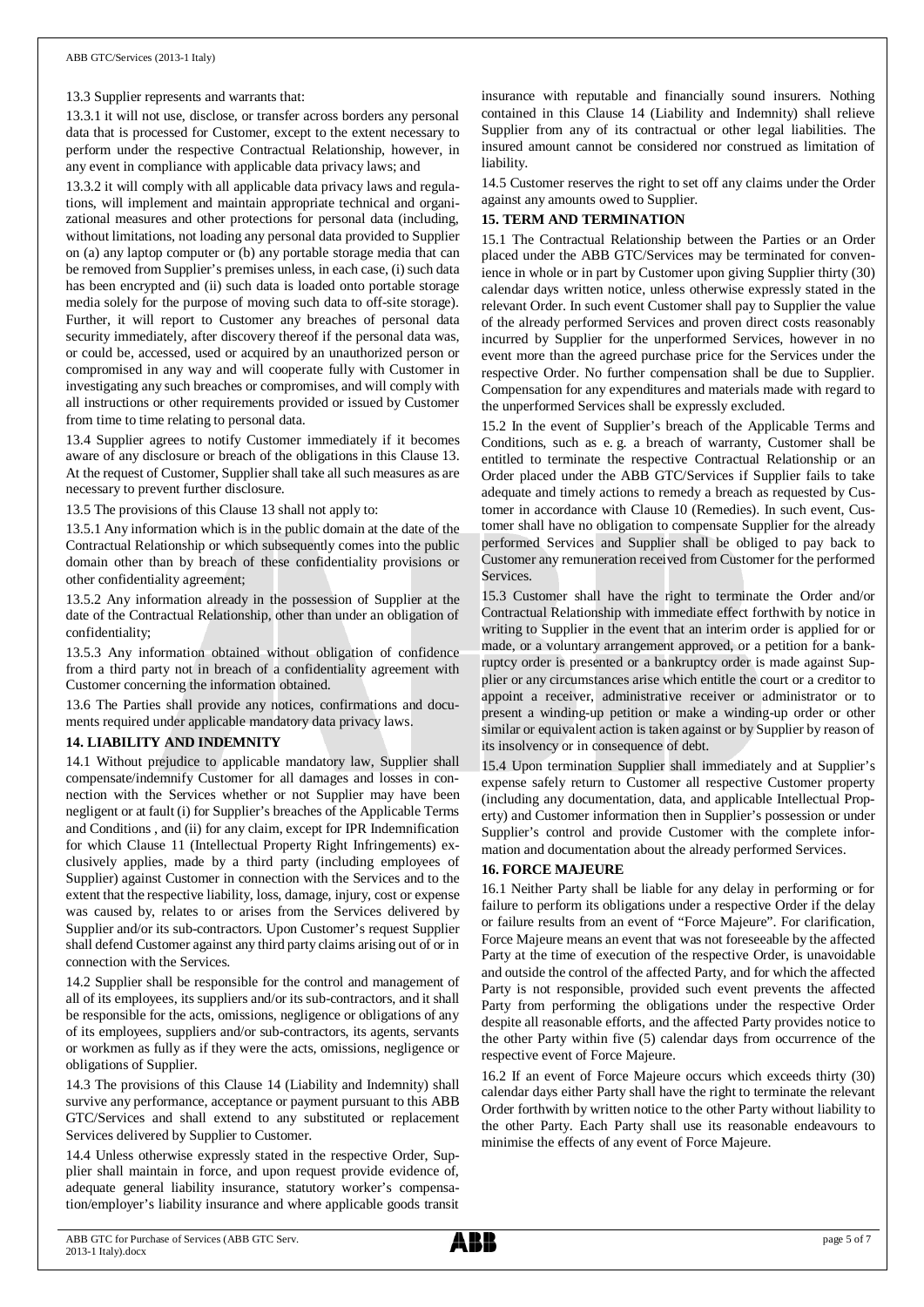13.3 Supplier represents and warrants that:

13.3.1 it will not use, disclose, or transfer across borders any personal data that is processed for Customer, except to the extent necessary to perform under the respective Contractual Relationship, however, in any event in compliance with applicable data privacy laws; and

13.3.2 it will comply with all applicable data privacy laws and regulations, will implement and maintain appropriate technical and organizational measures and other protections for personal data (including, without limitations, not loading any personal data provided to Supplier on (a) any laptop computer or (b) any portable storage media that can be removed from Supplier's premises unless, in each case, (i) such data has been encrypted and (ii) such data is loaded onto portable storage media solely for the purpose of moving such data to off-site storage). Further, it will report to Customer any breaches of personal data security immediately, after discovery thereof if the personal data was, or could be, accessed, used or acquired by an unauthorized person or compromised in any way and will cooperate fully with Customer in investigating any such breaches or compromises, and will comply with all instructions or other requirements provided or issued by Customer from time to time relating to personal data.

13.4 Supplier agrees to notify Customer immediately if it becomes aware of any disclosure or breach of the obligations in this Clause 13. At the request of Customer, Supplier shall take all such measures as are necessary to prevent further disclosure.

13.5 The provisions of this Clause 13 shall not apply to:

13.5.1 Any information which is in the public domain at the date of the Contractual Relationship or which subsequently comes into the public domain other than by breach of these confidentiality provisions or other confidentiality agreement;

13.5.2 Any information already in the possession of Supplier at the date of the Contractual Relationship, other than under an obligation of confidentiality;

13.5.3 Any information obtained without obligation of confidence from a third party not in breach of a confidentiality agreement with Customer concerning the information obtained.

13.6 The Parties shall provide any notices, confirmations and documents required under applicable mandatory data privacy laws.

## 14. LIABILITY AND INDEMNITY

14.1 Without prejudice to applicable mandatory law, Supplier shall compensate/indemnify Customer for all damages and losses in connection with the Services whether or not Supplier may have been negligent or at fault (i) for Supplier's breaches of the Applicable Terms and Conditions , and (ii) for any claim, except for IPR Indemnification for which Clause 11 (Intellectual Property Right Infringements) exclusively applies, made by a third party (including employees of Supplier) against Customer in connection with the Services and to the extent that the respective liability, loss, damage, injury, cost or expense was caused by, relates to or arises from the Services delivered by Supplier and/or its sub-contractors. Upon Customer's request Supplier shall defend Customer against any third party claims arising out of or in connection with the Services.

14.2 Supplier shall be responsible for the control and management of all of its employees, its suppliers and/or its sub-contractors, and it shall be responsible for the acts, omissions, negligence or obligations of any of its employees, suppliers and/or sub-contractors, its agents, servants or workmen as fully as if they were the acts, omissions, negligence or obligations of Supplier.

14.3 The provisions of this Clause 14 (Liability and Indemnity) shall survive any performance, acceptance or payment pursuant to this ABB GTC/Services and shall extend to any substituted or replacement Services delivered by Supplier to Customer.

14.4 Unless otherwise expressly stated in the respective Order, Supplier shall maintain in force, and upon request provide evidence of, adequate general liability insurance, statutory worker's compensation/employer's liability insurance and where applicable goods transit insurance with reputable and financially sound insurers. Nothing contained in this Clause 14 (Liability and Indemnity) shall relieve Supplier from any of its contractual or other legal liabilities. The insured amount cannot be considered nor construed as limitation of liability.

14.5 Customer reserves the right to set off any claims under the Order against any amounts owed to Supplier.

## 15. TERM AND TERMINATION

15.1 The Contractual Relationship between the Parties or an Order placed under the ABB GTC/Services may be terminated for convenience in whole or in part by Customer upon giving Supplier thirty (30) calendar days written notice, unless otherwise expressly stated in the relevant Order. In such event Customer shall pay to Supplier the value of the already performed Services and proven direct costs reasonably incurred by Supplier for the unperformed Services, however in no event more than the agreed purchase price for the Services under the respective Order. No further compensation shall be due to Supplier. Compensation for any expenditures and materials made with regard to the unperformed Services shall be expressly excluded.

15.2 In the event of Supplier's breach of the Applicable Terms and Conditions, such as e. g. a breach of warranty, Customer shall be entitled to terminate the respective Contractual Relationship or an Order placed under the ABB GTC/Services if Supplier fails to take adequate and timely actions to remedy a breach as requested by Customer in accordance with Clause 10 (Remedies). In such event, Customer shall have no obligation to compensate Supplier for the already performed Services and Supplier shall be obliged to pay back to Customer any remuneration received from Customer for the performed Services.

15.3 Customer shall have the right to terminate the Order and/or Contractual Relationship with immediate effect forthwith by notice in writing to Supplier in the event that an interim order is applied for or made, or a voluntary arrangement approved, or a petition for a bankruptcy order is presented or a bankruptcy order is made against Supplier or any circumstances arise which entitle the court or a creditor to appoint a receiver, administrative receiver or administrator or to present a winding-up petition or make a winding-up order or other similar or equivalent action is taken against or by Supplier by reason of its insolvency or in consequence of debt.

15.4 Upon termination Supplier shall immediately and at Supplier's expense safely return to Customer all respective Customer property (including any documentation, data, and applicable Intellectual Property) and Customer information then in Supplier's possession or under Supplier's control and provide Customer with the complete information and documentation about the already performed Services.

## 16. FORCE MAJEURE

16.1 Neither Party shall be liable for any delay in performing or for failure to perform its obligations under a respective Order if the delay or failure results from an event of "Force Majeure". For clarification, Force Majeure means an event that was not foreseeable by the affected Party at the time of execution of the respective Order, is unavoidable and outside the control of the affected Party, and for which the affected Party is not responsible, provided such event prevents the affected Party from performing the obligations under the respective Order despite all reasonable efforts, and the affected Party provides notice to the other Party within five (5) calendar days from occurrence of the respective event of Force Majeure.

16.2 If an event of Force Majeure occurs which exceeds thirty (30) calendar days either Party shall have the right to terminate the relevant Order forthwith by written notice to the other Party without liability to the other Party. Each Party shall use its reasonable endeavours to minimise the effects of any event of Force Majeure.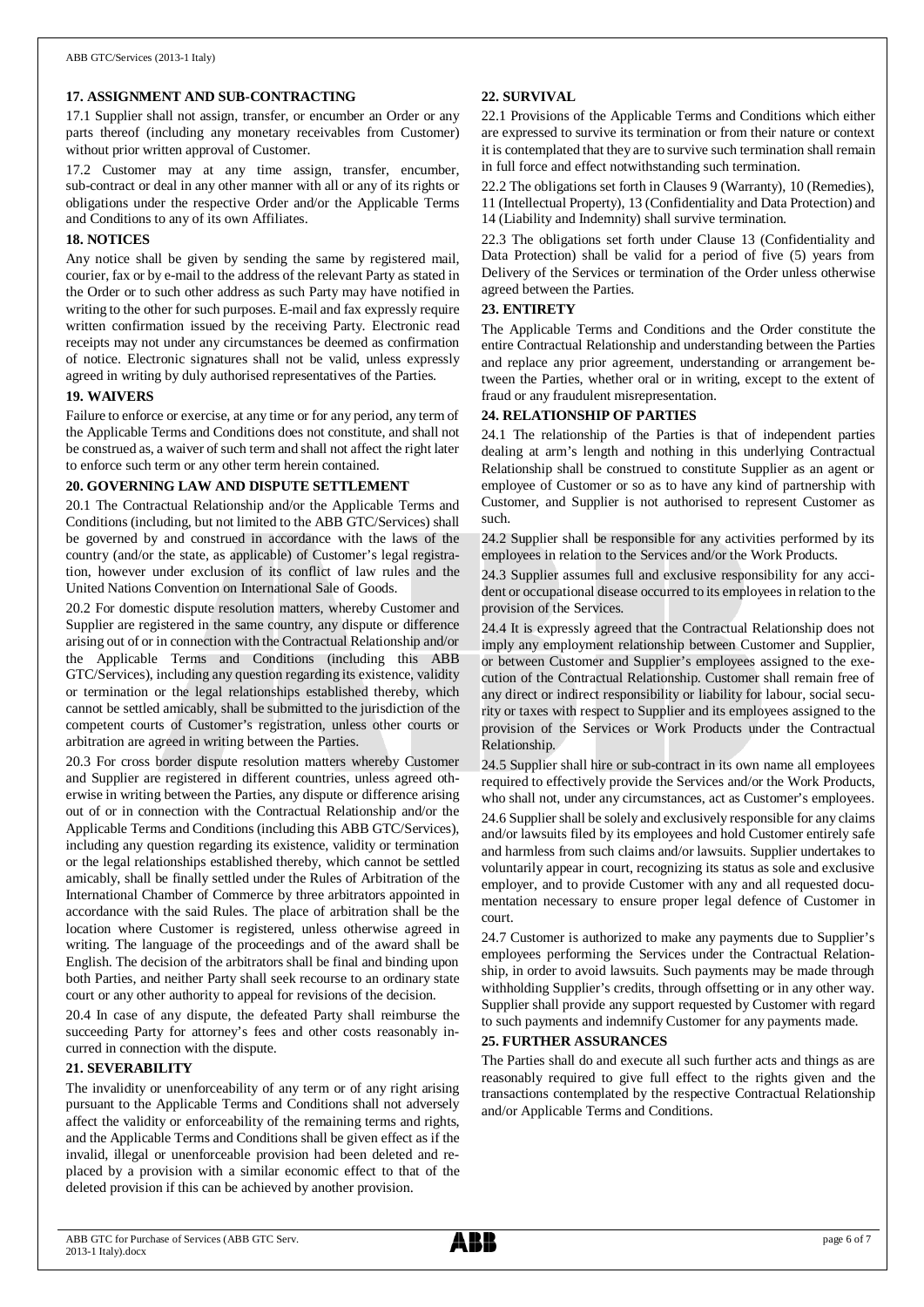## 17. ASSIGNMENT AND SUB-CONTRACTING

17.1 Supplier shall not assign, transfer, or encumber an Order or any parts thereof (including any monetary receivables from Customer) without prior written approval of Customer.

17.2 Customer may at any time assign, transfer, encumber, sub-contract or deal in any other manner with all or any of its rights or obligations under the respective Order and/or the Applicable Terms and Conditions to any of its own Affiliates.

## 18. NOTICES

Any notice shall be given by sending the same by registered mail, courier, fax or by e-mail to the address of the relevant Party as stated in the Order or to such other address as such Party may have notified in writing to the other for such purposes. E-mail and fax expressly require written confirmation issued by the receiving Party. Electronic read receipts may not under any circumstances be deemed as confirmation of notice. Electronic signatures shall not be valid, unless expressly agreed in writing by duly authorised representatives of the Parties.

## 19. WAIVERS

Failure to enforce or exercise, at any time or for any period, any term of the Applicable Terms and Conditions does not constitute, and shall not be construed as, a waiver of such term and shall not affect the right later to enforce such term or any other term herein contained.

## 20. GOVERNING LAW AND DISPUTE SETTLEMENT

20.1 The Contractual Relationship and/or the Applicable Terms and Conditions (including, but not limited to the ABB GTC/Services) shall be governed by and construed in accordance with the laws of the country (and/or the state, as applicable) of Customer's legal registration, however under exclusion of its conflict of law rules and the United Nations Convention on International Sale of Goods.

20.2 For domestic dispute resolution matters, whereby Customer and Supplier are registered in the same country, any dispute or difference arising out of or in connection with the Contractual Relationship and/or the Applicable Terms and Conditions (including this ABB GTC/Services), including any question regarding its existence, validity or termination or the legal relationships established thereby, which cannot be settled amicably, shall be submitted to the jurisdiction of the competent courts of Customer's registration, unless other courts or arbitration are agreed in writing between the Parties.

20.3 For cross border dispute resolution matters whereby Customer and Supplier are registered in different countries, unless agreed otherwise in writing between the Parties, any dispute or difference arising out of or in connection with the Contractual Relationship and/or the Applicable Terms and Conditions (including this ABB GTC/Services), including any question regarding its existence, validity or termination or the legal relationships established thereby, which cannot be settled amicably, shall be finally settled under the Rules of Arbitration of the International Chamber of Commerce by three arbitrators appointed in accordance with the said Rules. The place of arbitration shall be the location where Customer is registered, unless otherwise agreed in writing. The language of the proceedings and of the award shall be English. The decision of the arbitrators shall be final and binding upon both Parties, and neither Party shall seek recourse to an ordinary state court or any other authority to appeal for revisions of the decision.

20.4 In case of any dispute, the defeated Party shall reimburse the succeeding Party for attorney's fees and other costs reasonably incurred in connection with the dispute.

## 21. SEVERABILITY

The invalidity or unenforceability of any term or of any right arising pursuant to the Applicable Terms and Conditions shall not adversely affect the validity or enforceability of the remaining terms and rights, and the Applicable Terms and Conditions shall be given effect as if the invalid, illegal or unenforceable provision had been deleted and replaced by a provision with a similar economic effect to that of the deleted provision if this can be achieved by another provision.

## 22. SURVIVAL

22.1 Provisions of the Applicable Terms and Conditions which either are expressed to survive its termination or from their nature or context it is contemplated that they are to survive such termination shall remain in full force and effect notwithstanding such termination.

22.2 The obligations set forth in Clauses 9 (Warranty), 10 (Remedies), 11 (Intellectual Property), 13 (Confidentiality and Data Protection) and 14 (Liability and Indemnity) shall survive termination.

22.3 The obligations set forth under Clause 13 (Confidentiality and Data Protection) shall be valid for a period of five (5) years from Delivery of the Services or termination of the Order unless otherwise agreed between the Parties.

## 23. ENTIRETY

The Applicable Terms and Conditions and the Order constitute the entire Contractual Relationship and understanding between the Parties and replace any prior agreement, understanding or arrangement between the Parties, whether oral or in writing, except to the extent of fraud or any fraudulent misrepresentation.

## 24. RELATIONSHIP OF PARTIES

24.1 The relationship of the Parties is that of independent parties dealing at arm's length and nothing in this underlying Contractual Relationship shall be construed to constitute Supplier as an agent or employee of Customer or so as to have any kind of partnership with Customer, and Supplier is not authorised to represent Customer as such.

24.2 Supplier shall be responsible for any activities performed by its employees in relation to the Services and/or the Work Products.

24.3 Supplier assumes full and exclusive responsibility for any accident or occupational disease occurred to its employees in relation to the provision of the Services.

24.4 It is expressly agreed that the Contractual Relationship does not imply any employment relationship between Customer and Supplier, or between Customer and Supplier's employees assigned to the execution of the Contractual Relationship. Customer shall remain free of any direct or indirect responsibility or liability for labour, social security or taxes with respect to Supplier and its employees assigned to the provision of the Services or Work Products under the Contractual Relationship.

24.5 Supplier shall hire or sub-contract in its own name all employees required to effectively provide the Services and/or the Work Products, who shall not, under any circumstances, act as Customer's employees.

24.6 Supplier shall be solely and exclusively responsible for any claims and/or lawsuits filed by its employees and hold Customer entirely safe and harmless from such claims and/or lawsuits. Supplier undertakes to voluntarily appear in court, recognizing its status as sole and exclusive employer, and to provide Customer with any and all requested documentation necessary to ensure proper legal defence of Customer in court.

24.7 Customer is authorized to make any payments due to Supplier's employees performing the Services under the Contractual Relationship, in order to avoid lawsuits. Such payments may be made through withholding Supplier's credits, through offsetting or in any other way. Supplier shall provide any support requested by Customer with regard to such payments and indemnify Customer for any payments made.

## 25. FURTHER ASSURANCES

The Parties shall do and execute all such further acts and things as are reasonably required to give full effect to the rights given and the transactions contemplated by the respective Contractual Relationship and/or Applicable Terms and Conditions.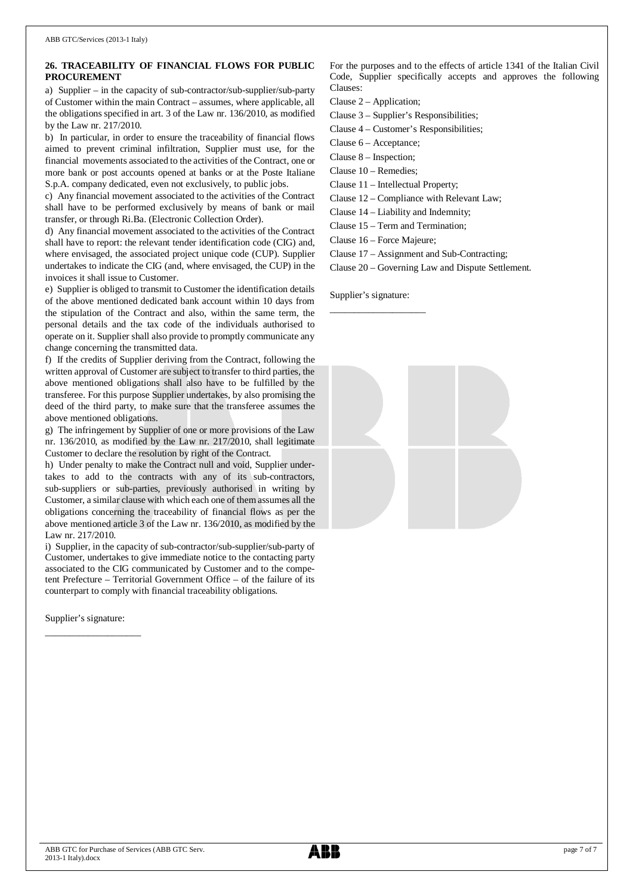## 26. TRACEABILITY OF FINANCIAL FLOWS FOR PUBLIC PROCUREMENT

a) Supplier – in the capacity of sub-contractor/sub-supplier/sub-party of Customer within the main Contract – assumes, where applicable, all the obligations specified in art. 3 of the Law nr. 136/2010, as modified by the Law nr. 217/2010.

b) In particular, in order to ensure the traceability of financial flows aimed to prevent criminal infiltration, Supplier must use, for the financial movements associated to the activities of the Contract, one or more bank or post accounts opened at banks or at the Poste Italiane S.p.A. company dedicated, even not exclusively, to public jobs.

c) Any financial movement associated to the activities of the Contract shall have to be performed exclusively by means of bank or mail transfer, or through Ri.Ba. (Electronic Collection Order).

d) Any financial movement associated to the activities of the Contract shall have to report: the relevant tender identification code (CIG) and, where envisaged, the associated project unique code (CUP). Supplier undertakes to indicate the CIG (and, where envisaged, the CUP) in the invoices it shall issue to Customer.

e) Supplier is obliged to transmit to Customer the identification details of the above mentioned dedicated bank account within 10 days from the stipulation of the Contract and also, within the same term, the personal details and the tax code of the individuals authorised to operate on it. Supplier shall also provide to promptly communicate any change concerning the transmitted data.

f) If the credits of Supplier deriving from the Contract, following the written approval of Customer are subject to transfer to third parties, the above mentioned obligations shall also have to be fulfilled by the transferee. For this purpose Supplier undertakes, by also promising the deed of the third party, to make sure that the transferee assumes the above mentioned obligations.

g) The infringement by Supplier of one or more provisions of the Law nr. 136/2010, as modified by the Law nr. 217/2010, shall legitimate Customer to declare the resolution by right of the Contract.

h) Under penalty to make the Contract null and void, Supplier undertakes to add to the contracts with any of its sub-contractors, sub-suppliers or sub-parties, previously authorised in writing by Customer, a similar clause with which each one of them assumes all the obligations concerning the traceability of financial flows as per the above mentioned article 3 of the Law nr. 136/2010, as modified by the Law nr. 217/2010.

i) Supplier, in the capacity of sub-contractor/sub-supplier/sub-party of Customer, undertakes to give immediate notice to the contacting party associated to the CIG communicated by Customer and to the competent Prefecture – Territorial Government Office – of the failure of its counterpart to comply with financial traceability obligations.

Supplier's signature:

\_\_\_\_\_\_\_\_\_\_\_\_\_\_\_\_\_\_\_\_

For the purposes and to the effects of article 1341 of the Italian Civil Code, Supplier specifically accepts and approves the following Clauses:

Clause 2 – Application;

Clause 3 – Supplier's Responsibilities;

Clause 4 – Customer's Responsibilities;

Clause 6 – Acceptance;

Clause 8 – Inspection;

Clause 10 – Remedies;

Clause 11 – Intellectual Property;

Clause 12 – Compliance with Relevant Law;

Clause 14 – Liability and Indemnity;

Clause 15 – Term and Termination;

Clause 16 – Force Majeure;

Clause 17 – Assignment and Sub-Contracting;

Clause 20 – Governing Law and Dispute Settlement.

Supplier's signature:

\_\_\_\_\_\_\_\_\_\_\_\_\_\_\_\_\_\_\_\_